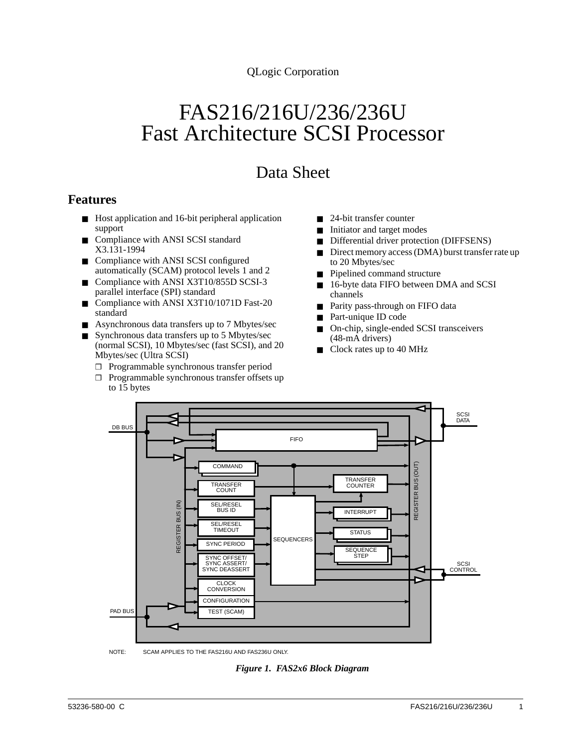QLogic Corporation

# FAS216/216U/236/236U Fast Architecture SCSI Processor

## Data Sheet

## Features

- Host application and 16-bit peripheral application support
- Compliance with ANSI SCSI standard X3.131-1994
- Compliance with ANSI SCSI configured automatically (SCAM) protocol levels 1 and 2
- Compliance with ANSI X3T10/855D SCSI-3 parallel interface (SPI) standard
- Compliance with ANSI X3T10/1071D Fast-20 standard
- Asynchronous data transfers up to 7 Mbytes/sec
- Synchronous data transfers up to 5 Mbytes/sec (normal SCSI), 10 Mbytes/sec (fast SCSI), and 20 Mbytes/sec (Ultra SCSI)
  - Programmable synchronous transfer period
  - Programmable synchronous transfer offsets up to 15 bytes
- 24-bit transfer counter
- Initiator and target modes
- Differential driver protection (DIFFSENS)
- Direct memory access (DMA) burst transfer rate up to 20 Mbytes/sec
- Pipelined command structure
- 16-byte data FIFO between DMA and SCSI channels
- Parity pass-through on FIFO data
- Part-unique ID code
- On-chip, single-ended SCSI transceivers (48-mA drivers)
- Clock rates up to 40 MHz

NOTE: SCAM APPLIES TO THE FAS216U AND FAS236U ONLY.

*Figure 1. FAS2x6 Block Diagram*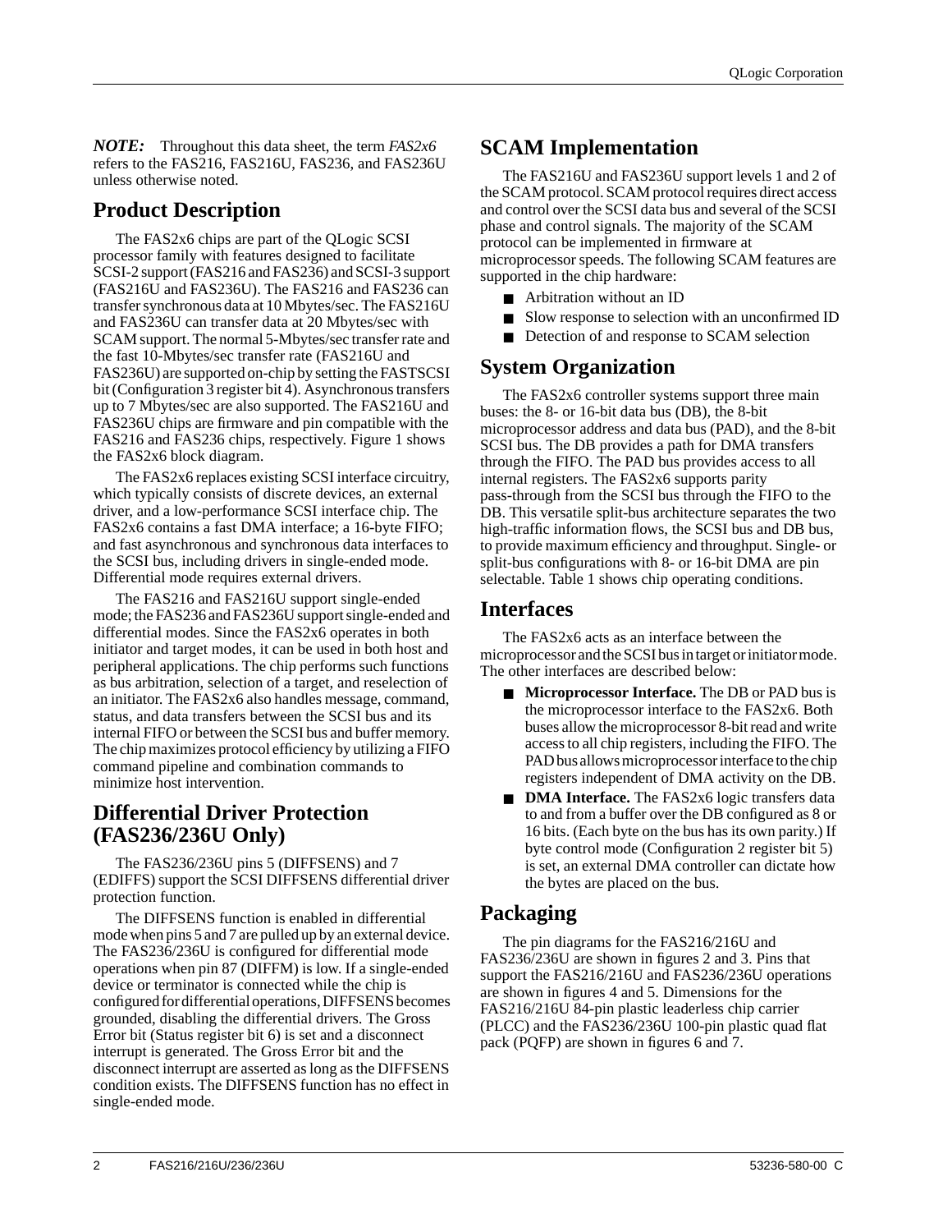***NOTE:*** Throughout this data sheet, the term *FAS2x6* refers to the FAS216, FAS216U, FAS236, and FAS236U unless otherwise noted.

## Product Description

The FAS2x6 chips are part of the QLogic SCSI processor family with features designed to facilitate SCSI-2 support (FAS216 and FAS236) and SCSI-3 support (FAS216U and FAS236U). The FAS216 and FAS236 can transfer synchronous data at 10 Mbytes/sec. The FAS216U and FAS236U can transfer data at 20 Mbytes/sec with SCAM support. The normal 5-Mbytes/sec transfer rate and the fast 10-Mbytes/sec transfer rate (FAS216U and FAS236U) are supported on-chip by setting the FASTSCSI bit (Configuration 3 register bit 4). Asynchronous transfers up to 7 Mbytes/sec are also supported. The FAS216U and FAS236U chips are firmware and pin compatible with the FAS216 and FAS236 chips, respectively. Figure 1 shows the FAS2x6 block diagram.

The FAS2x6 replaces existing SCSI interface circuitry, which typically consists of discrete devices, an external driver, and a low-performance SCSI interface chip. The FAS2x6 contains a fast DMA interface; a 16-byte FIFO; and fast asynchronous and synchronous data interfaces to the SCSI bus, including drivers in single-ended mode. Differential mode requires external drivers.

The FAS216 and FAS216U support single-ended mode; the FAS236 and FAS236U support single-ended and differential modes. Since the FAS2x6 operates in both initiator and target modes, it can be used in both host and peripheral applications. The chip performs such functions as bus arbitration, selection of a target, and reselection of an initiator. The FAS2x6 also handles message, command, status, and data transfers between the SCSI bus and its internal FIFO or between the SCSI bus and buffer memory. The chip maximizes protocol efficiency by utilizing a FIFO command pipeline and combination commands to minimize host intervention.

## Differential Driver Protection (FAS236/236U Only)

The FAS236/236U pins 5 (DIFFSENS) and 7 (EDIFFS) support the SCSI DIFFSENS differential driver protection function.

The DIFFSENS function is enabled in differential mode when pins 5 and 7 are pulled up by an external device. The FAS236/236U is configured for differential mode operations when pin 87 (DIFFM) is low. If a single-ended device or terminator is connected while the chip is configured for differential operations, DIFFSENS becomes grounded, disabling the differential drivers. The Gross Error bit (Status register bit 6) is set and a disconnect interrupt is generated. The Gross Error bit and the disconnect interrupt are asserted as long as the DIFFSENS condition exists. The DIFFSENS function has no effect in single-ended mode.

## SCAM Implementation

The FAS216U and FAS236U support levels 1 and 2 of the SCAM protocol. SCAM protocol requires direct access and control over the SCSI data bus and several of the SCSI phase and control signals. The majority of the SCAM protocol can be implemented in firmware at microprocessor speeds. The following SCAM features are supported in the chip hardware:

- Arbitration without an ID
- Slow response to selection with an unconfirmed ID
- Detection of and response to SCAM selection

## System Organization

The FAS2x6 controller systems support three main buses: the 8- or 16-bit data bus (DB), the 8-bit microprocessor address and data bus (PAD), and the 8-bit SCSI bus. The DB provides a path for DMA transfers through the FIFO. The PAD bus provides access to all internal registers. The FAS2x6 supports parity pass-through from the SCSI bus through the FIFO to the DB. This versatile split-bus architecture separates the two high-traffic information flows, the SCSI bus and DB bus, to provide maximum efficiency and throughput. Single- or split-bus configurations with 8- or 16-bit DMA are pin selectable. Table 1 shows chip operating conditions.

## Interfaces

The FAS2x6 acts as an interface between the microprocessor and the SCSI bus in target or initiator mode. The other interfaces are described below:

- **Microprocessor Interface.** The DB or PAD bus is the microprocessor interface to the FAS2x6. Both buses allow the microprocessor 8-bit read and write access to all chip registers, including the FIFO. The PAD bus allows microprocessor interface to the chip registers independent of DMA activity on the DB.
- **DMA Interface.** The FAS2x6 logic transfers data to and from a buffer over the DB configured as 8 or 16 bits. (Each byte on the bus has its own parity.) If byte control mode (Configuration 2 register bit 5) is set, an external DMA controller can dictate how the bytes are placed on the bus.

## Packaging

The pin diagrams for the FAS216/216U and FAS236/236U are shown in figures 2 and 3. Pins that support the FAS216/216U and FAS236/236U operations are shown in figures 4 and 5. Dimensions for the FAS216/216U 84-pin plastic leaderless chip carrier (PLCC) and the FAS236/236U 100-pin plastic quad flat pack (PQFP) are shown in figures 6 and 7.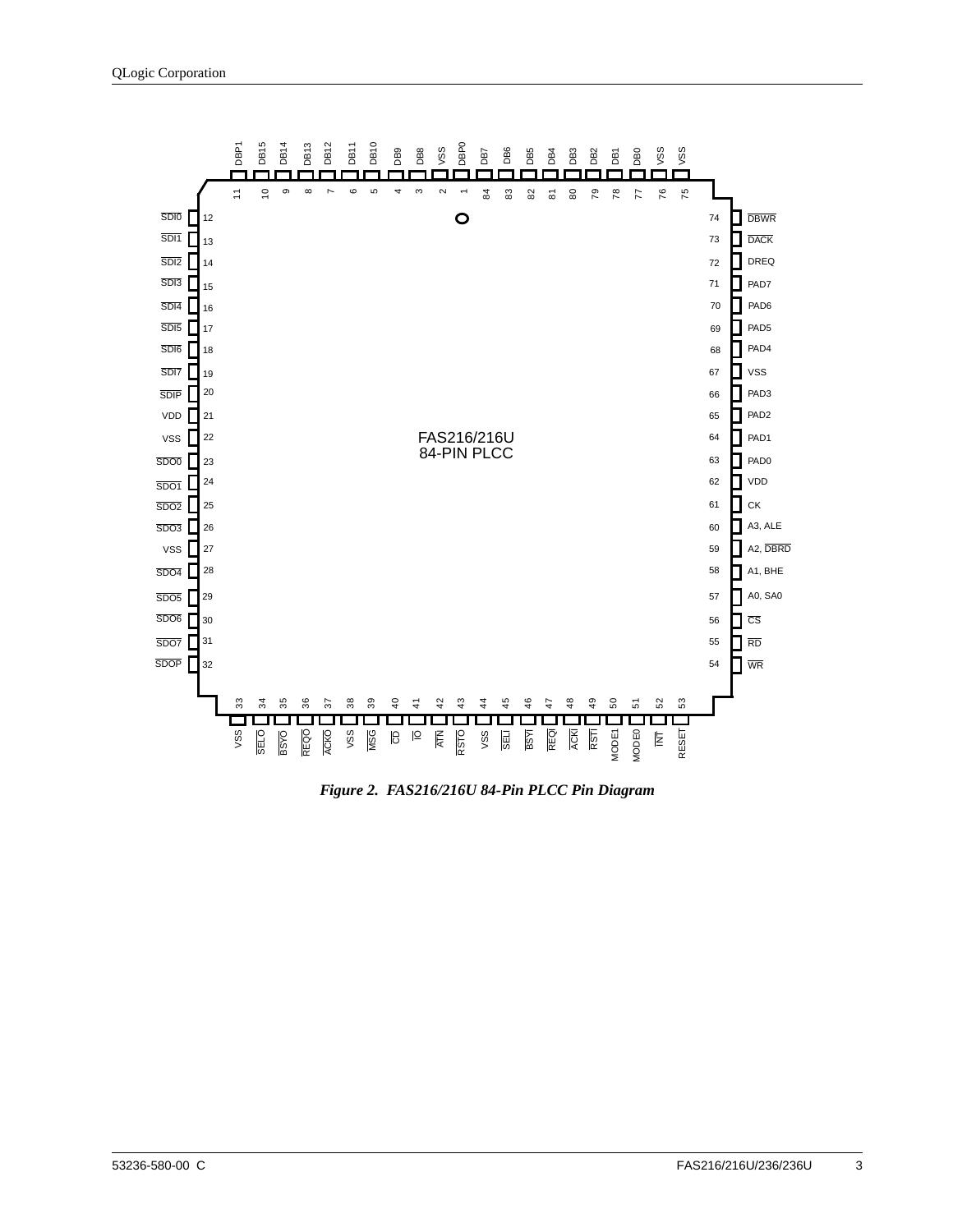FAS216/216U
84-PIN PLCC

| Pin | Signal | Pin | Signal | Pin | Signal | Pin | Signal |
|---|---|---|---|---|---|---|---|
| 1 | DBP0 | 22 | VSS | 43 | $\overline{\text{RSTO}}$ | 64 | PAD1 |
| 2 | VSS | 23 | $\overline{\text{SDO0}}$ | 44 | VSS | 65 | PAD2 |
| 3 | DB8 | 24 | $\overline{\text{SDO1}}$ | 45 | $\overline{\text{SELI}}$ | 66 | PAD3 |
| 4 | DB9 | 25 | $\overline{\text{SDO2}}$ | 46 | $\overline{\text{BSYI}}$ | 67 | VSS |
| 5 | DB10 | 26 | $\overline{\text{SDO3}}$ | 47 | $\overline{\text{REQI}}$ | 68 | PAD4 |
| 6 | DB11 | 27 | VSS | 48 | $\overline{\text{ACKI}}$ | 69 | PAD5 |
| 7 | DB12 | 28 | $\overline{\text{SDO4}}$ | 49 | $\overline{\text{RSTI}}$ | 70 | PAD6 |
| 8 | DB13 | 29 | $\overline{\text{SDO5}}$ | 50 | MODE1 | 71 | PAD7 |
| 9 | DB14 | 30 | $\overline{\text{SDO6}}$ | 51 | MODE0 | 72 | DREQ |
| 10 | DB15 | 31 | $\overline{\text{SDO7}}$ | 52 | $\overline{\text{INT}}$ | 73 | $\overline{\text{DACK}}$ |
| 11 | DBP1 | 32 | $\overline{\text{SDOP}}$ | 53 | RESET | 74 | $\overline{\text{DBWR}}$ |
| 12 | $\overline{\text{SDI0}}$ | 33 | VSS | 54 | $\overline{\text{WR}}$ | 75 | VSS |
| 13 | $\overline{\text{SDI1}}$ | 34 | $\overline{\text{SELO}}$ | 55 | $\overline{\text{RD}}$ | 76 | VSS |
| 14 | $\overline{\text{SDI2}}$ | 35 | $\overline{\text{BSYO}}$ | 56 | $\overline{\text{CS}}$ | 77 | DB0 |
| 15 | $\overline{\text{SDI3}}$ | 36 | $\overline{\text{REQO}}$ | 57 | A0, SA0 | 78 | DB1 |
| 16 | $\overline{\text{SDI4}}$ | 37 | $\overline{\text{ACKO}}$ | 58 | A1, BHE | 79 | DB2 |
| 17 | $\overline{\text{SDI5}}$ | 38 | VSS | 59 | A2, $\overline{\text{DBRD}}$ | 80 | DB3 |
| 18 | $\overline{\text{SDI6}}$ | 39 | $\overline{\text{MSG}}$ | 60 | A3, ALE | 81 | DB4 |
| 19 | $\overline{\text{SDI7}}$ | 40 | $\overline{\text{CD}}$ | 61 | CK | 82 | DB5 |
| 20 | $\overline{\text{SDIP}}$ | 41 | $\overline{\text{IO}}$ | 62 | VDD | 83 | DB6 |
| 21 | VDD | 42 | $\overline{\text{ATN}}$ | 63 | PAD0 | 84 | DB7 |

*Figure 2. FAS216/216U 84-Pin PLCC Pin Diagram*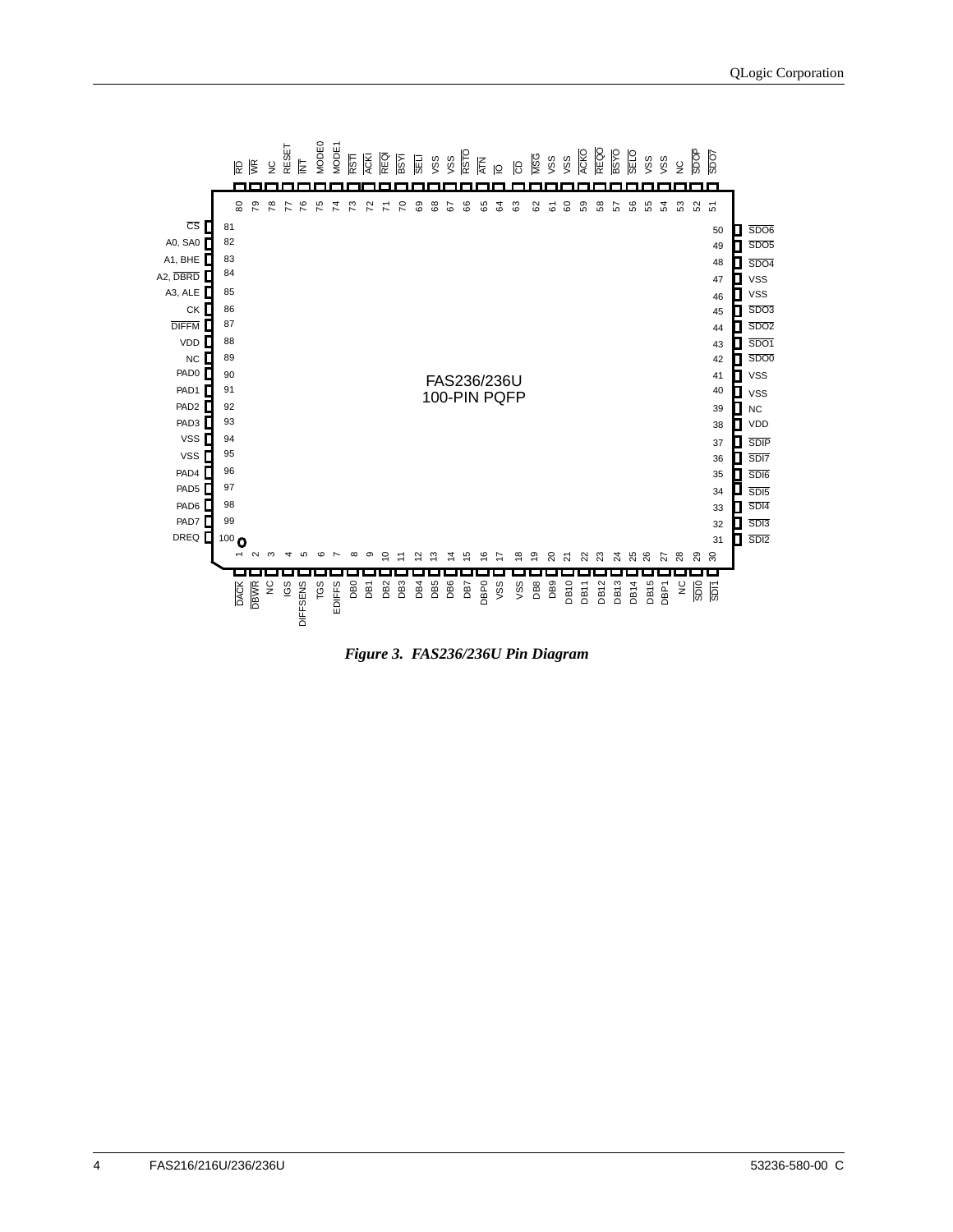FAS236/236U
100-PIN PQFP

| Pin | Signal | Pin | Signal | Pin | Signal | Pin | Signal |
|---|---|---|---|---|---|---|---|
| 1 | DACK | 26 | DB15 | 51 | SDO7 | 76 | INT |
| 2 | DBWR | 27 | DBP1 | 52 | SDOP | 77 | RESET |
| 3 | NC | 28 | NC | 53 | NC | 78 | NC |
| 4 | IGS | 29 | SDI0 | 54 | VSS | 79 | WR |
| 5 | DIFFSENS | 30 | SDI1 | 55 | VSS | 80 | RD |
| 6 | TGS | 31 | SDI2 | 56 | SELO | 81 | CS |
| 7 | EDIFFS | 32 | SDI3 | 57 | BSYO | 82 | A0, SA0 |
| 8 | DB0 | 33 | SDI4 | 58 | REQO | 83 | A1, BHE |
| 9 | DB1 | 34 | SDI5 | 59 | ACKO | 84 | A2, DBRD |
| 10 | DB2 | 35 | SDI6 | 60 | VSS | 85 | A3, ALE |
| 11 | DB3 | 36 | SDI7 | 61 | VSS | 86 | CK |
| 12 | DB4 | 37 | SDIP | 62 | MSG | 87 | DIFFM |
| 13 | DB5 | 38 | VDD | 63 | CD | 88 | VDD |
| 14 | DB6 | 39 | NC | 64 | IO | 89 | NC |
| 15 | DB7 | 40 | VSS | 65 | ATN | 90 | PAD0 |
| 16 | DBP0 | 41 | VSS | 66 | RSTO | 91 | PAD1 |
| 17 | VSS | 42 | SDO0 | 67 | VSS | 92 | PAD2 |
| 18 | VSS | 43 | SDO1 | 68 | VSS | 93 | PAD3 |
| 19 | DB8 | 44 | SDO2 | 69 | SELI | 94 | VSS |
| 20 | DB9 | 45 | SDO3 | 70 | BSYI | 95 | VSS |
| 21 | DB10 | 46 | VSS | 71 | REQI | 96 | PAD4 |
| 22 | DB11 | 47 | VSS | 72 | ACKI | 97 | PAD5 |
| 23 | DB12 | 48 | SDO4 | 73 | RSTI | 98 | PAD6 |
| 24 | DB13 | 49 | SDO5 | 74 | MODE1 | 99 | PAD7 |
| 25 | DB14 | 50 | SDO6 | 75 | MODE0 | 100 | DREQ |

*Figure 3. FAS236/236U Pin Diagram*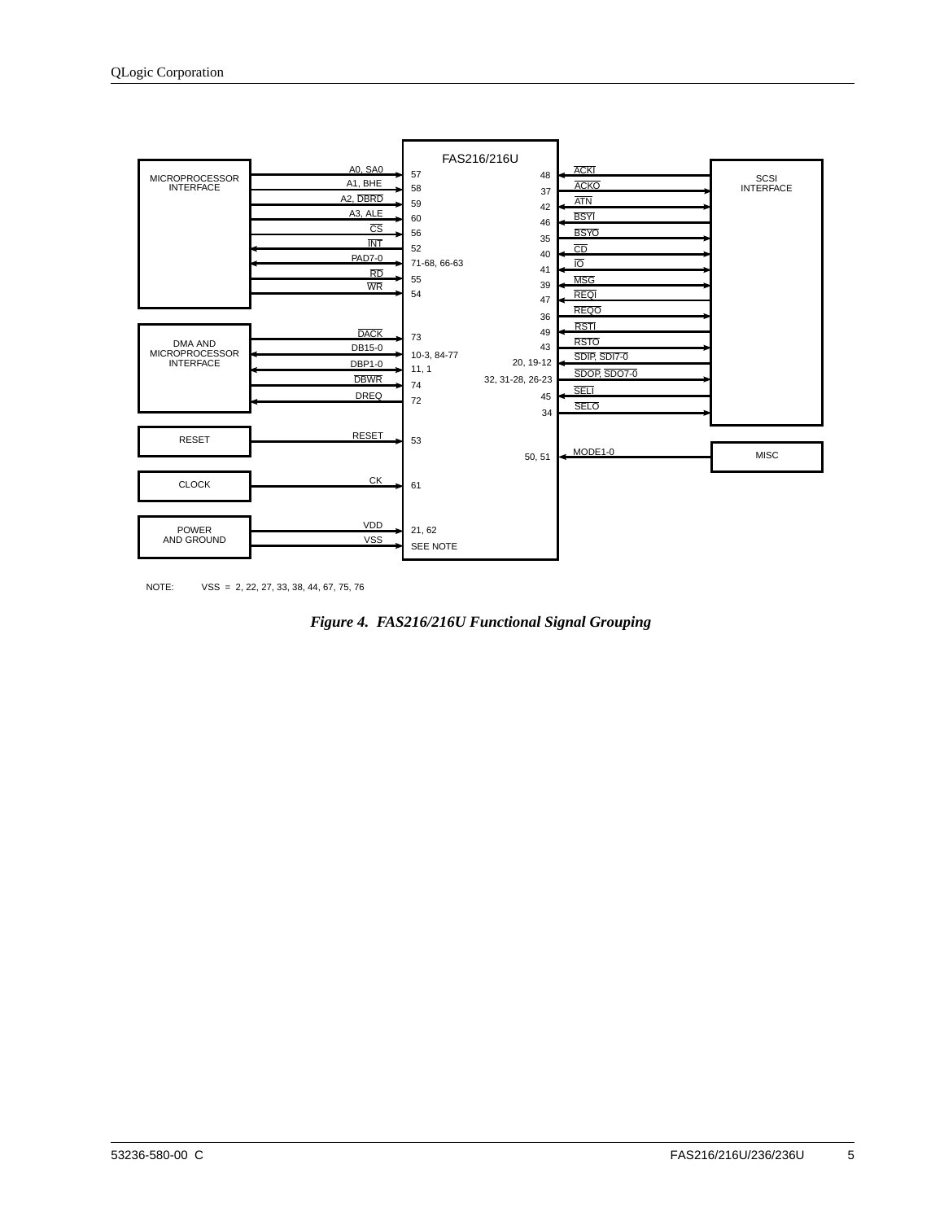**FAS216/216U**

| Group | Signal | Pin(s) |
| --- | --- | --- |
| MICROPROCESSOR INTERFACE | A0, SA0 | 57 |
| | A1, BHE | 58 |
| | A2, $\overline{DBRD}$ | 59 |
| | A3, ALE | 60 |
| | $\overline{CS}$ | 56 |
| | $\overline{INT}$ | 52 |
| | PAD7-0 | 71-68, 66-63 |
| | $\overline{RD}$ | 55 |
| | $\overline{WR}$ | 54 |
| DMA AND MICROPROCESSOR INTERFACE | $\overline{DACK}$ | 73 |
| | DB15-0 | 10-3, 84-77 |
| | DBP1-0 | 11, 1 |
| | $\overline{DBWR}$ | 74 |
| | DREQ | 72 |
| RESET | RESET | 53 |
| CLOCK | CK | 61 |
| POWER AND GROUND | VDD | 21, 62 |
| | VSS | SEE NOTE |

| Group | Signal | Pin(s) |
| --- | --- | --- |
| SCSI INTERFACE | $\overline{ACKI}$ | 48 |
| | $\overline{ACKO}$ | 37 |
| | $\overline{ATN}$ | 42 |
| | $\overline{BSYI}$ | 46 |
| | $\overline{BSYO}$ | 35 |
| | $\overline{CD}$ | 40 |
| | $\overline{IO}$ | 41 |
| | $\overline{MSG}$ | 39 |
| | $\overline{REQI}$ | 47 |
| | $\overline{REQO}$ | 36 |
| | $\overline{RSTI}$ | 49 |
| | $\overline{RSTO}$ | 43 |
| | $\overline{SDIP}$, $\overline{SDI7\text{-}0}$ | 20, 19-12 |
| | $\overline{SDOP}$, $\overline{SDO7\text{-}0}$ | 32, 31-28, 26-23 |
| | $\overline{SELI}$ | 45 |
| | $\overline{SELO}$ | 34 |
| MISC | MODE1-0 | 50, 51 |

NOTE: VSS = 2, 22, 27, 33, 38, 44, 67, 75, 76

*Figure 4. FAS216/216U Functional Signal Grouping*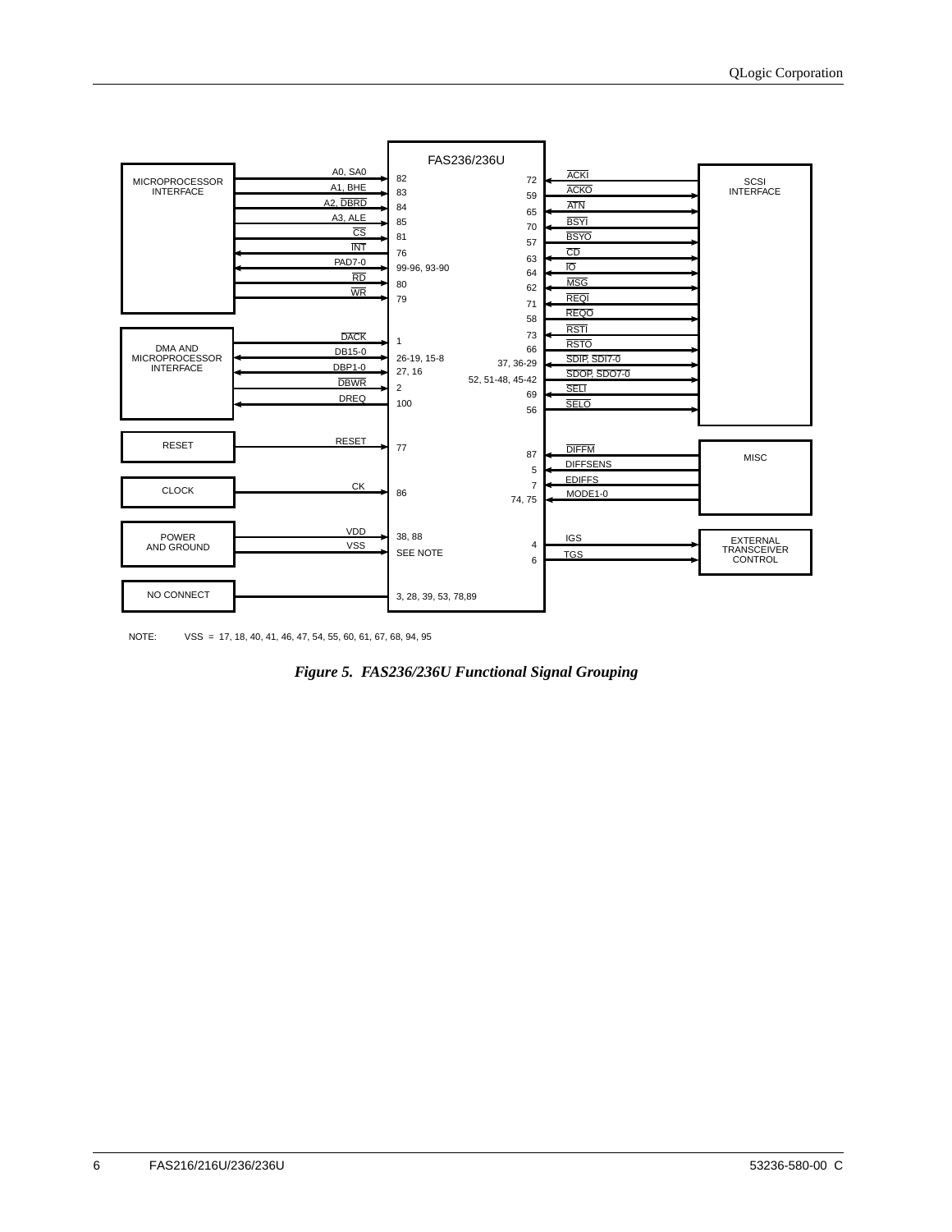FAS236/236U

| Group | Signal | Pin(s) |
|---|---|---|
| MICROPROCESSOR INTERFACE | A0, SA0 | 82 |
| | A1, BHE | 83 |
| | A2, DBRD | 84 |
| | A3, ALE | 85 |
| | CS | 81 |
| | INT | 76 |
| | PAD7-0 | 99-96, 93-90 |
| | RD | 80 |
| | WR | 79 |
| DMA AND MICROPROCESSOR INTERFACE | DACK | 1 |
| | DB15-0 | 26-19, 15-8 |
| | DBP1-0 | 27, 16 |
| | DBWR | 2 |
| | DREQ | 100 |
| RESET | RESET | 77 |
| CLOCK | CK | 86 |
| POWER AND GROUND | VDD | 38, 88 |
| | VSS | SEE NOTE |
| NO CONNECT | | 3, 28, 39, 53, 78,89 |

| Group | Signal | Pin(s) |
|---|---|---|
| SCSI INTERFACE | ACKI | 72 |
| | ACKO | 59 |
| | ATN | 65 |
| | BSYI | 70 |
| | BSYO | 57 |
| | CD | 63 |
| | IO | 64 |
| | MSG | 62 |
| | REQI | 71 |
| | REQO | 58 |
| | RSTI | 73 |
| | RSTO | 66 |
| | SDIP, SDI7-0 | 37, 36-29 |
| | SDOP, SDO7-0 | 52, 51-48, 45-42 |
| | SELI | 69 |
| | SELO | 56 |
| MISC | DIFFM | 87 |
| | DIFFSENS | 5 |
| | EDIFFS | 7 |
| | MODE1-0 | 74, 75 |
| EXTERNAL TRANSCEIVER CONTROL | IGS | 4 |
| | TGS | 6 |

NOTE: VSS = 17, 18, 40, 41, 46, 47, 54, 55, 60, 61, 67, 68, 94, 95

***Figure 5. FAS236/236U Functional Signal Grouping***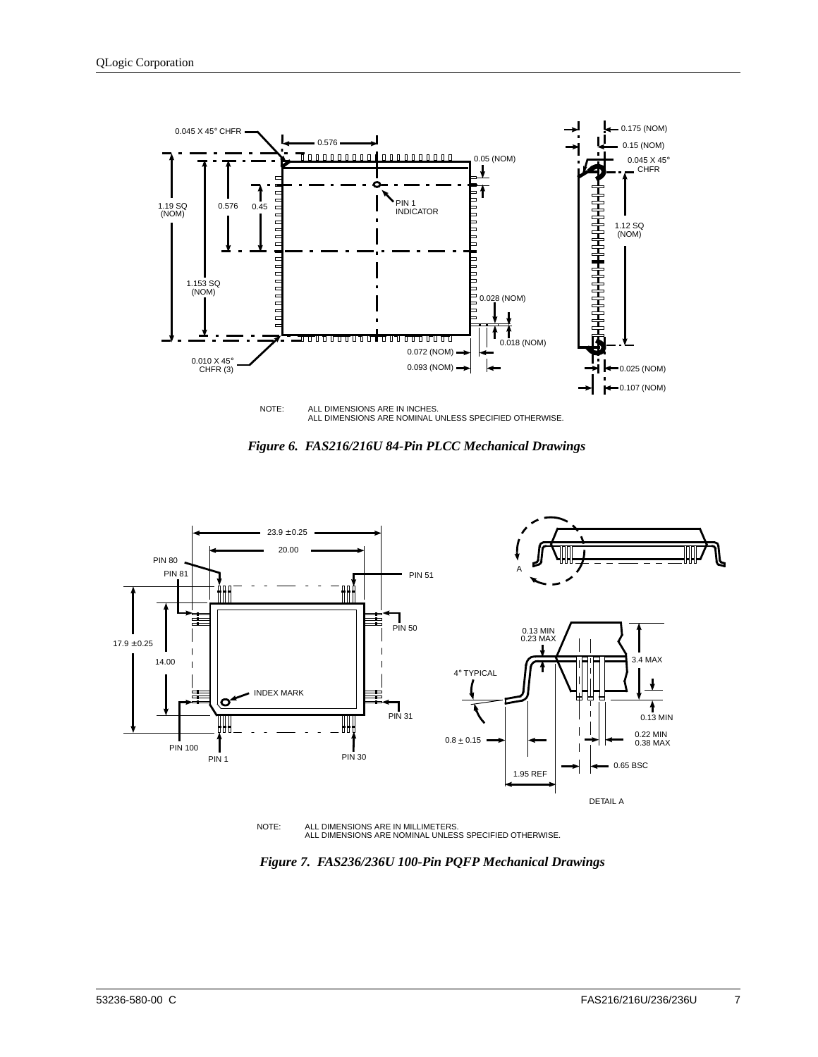NOTE: ALL DIMENSIONS ARE IN INCHES.
ALL DIMENSIONS ARE NOMINAL UNLESS SPECIFIED OTHERWISE.

*Figure 6. FAS216/216U 84-Pin PLCC Mechanical Drawings*

NOTE: ALL DIMENSIONS ARE IN MILLIMETERS.
ALL DIMENSIONS ARE NOMINAL UNLESS SPECIFIED OTHERWISE.

*Figure 7. FAS236/236U 100-Pin PQFP Mechanical Drawings*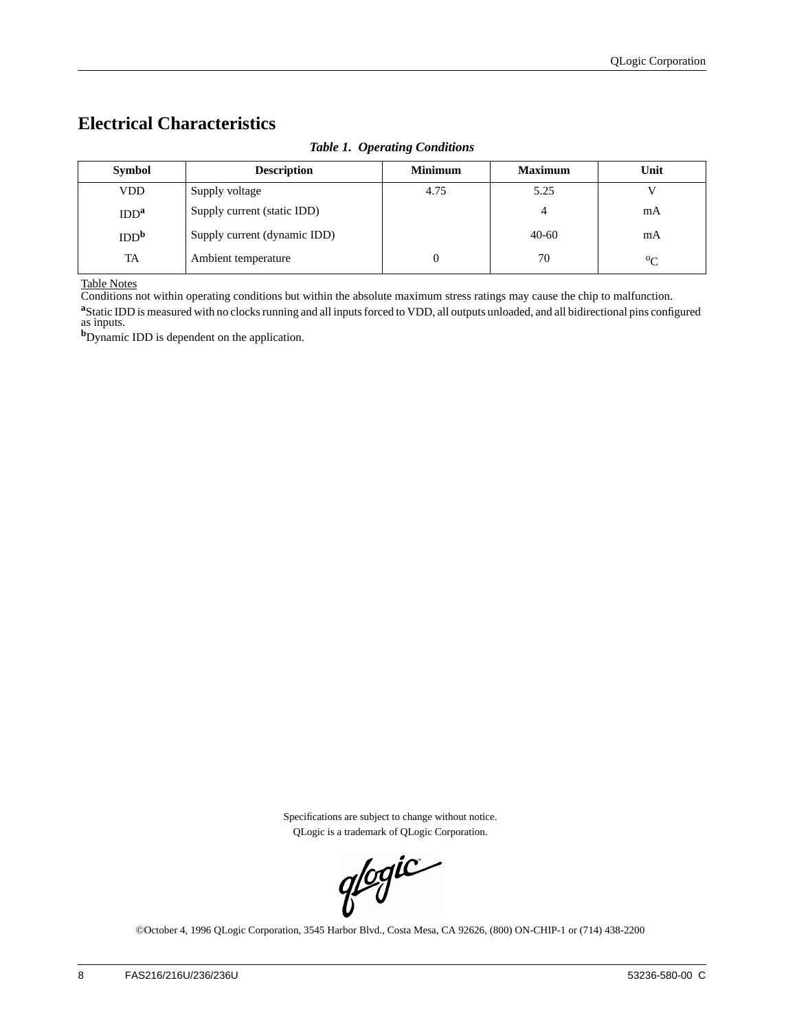## Electrical Characteristics

***Table 1. Operating Conditions***

| Symbol | Description | Minimum | Maximum | Unit |
|---|---|---|---|---|
| VDD | Supply voltage | 4.75 | 5.25 | V |
| IDD[a] | Supply current (static IDD) | | 4 | mA |
| IDD[b] | Supply current (dynamic IDD) | | 40-60 | mA |
| TA | Ambient temperature | 0 | 70 | °C |

Table Notes

Conditions not within operating conditions but within the absolute maximum stress ratings may cause the chip to malfunction.

[a]Static IDD is measured with no clocks running and all inputs forced to VDD, all outputs unloaded, and all bidirectional pins configured as inputs.

[b]Dynamic IDD is dependent on the application.

Specifications are subject to change without notice.

QLogic is a trademark of QLogic Corporation.

©October 4, 1996 QLogic Corporation, 3545 Harbor Blvd., Costa Mesa, CA 92626, (800) ON-CHIP-1 or (714) 438-2200